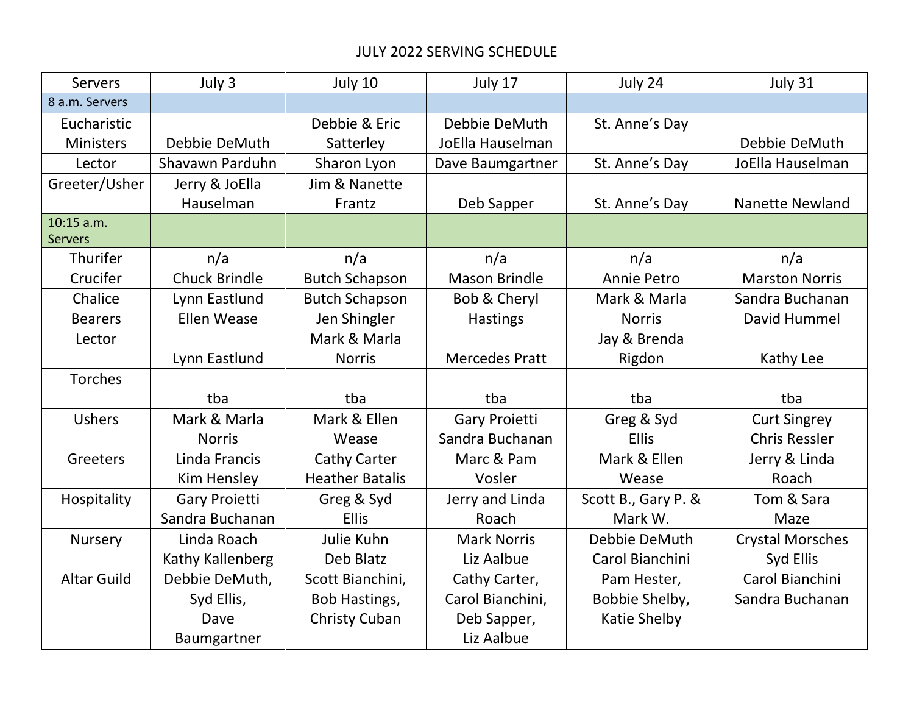# JULY 2022 SERVING SCHEDULE

| Servers | July 3 | July 10 | July 17 | July 24 | July 31 |
|---|---|---|---|---|---|
| 8 a.m. Servers | | | | | |
| Eucharistic Ministers | Debbie DeMuth | Debbie & Eric Satterley | Debbie DeMuth JoElla Hauselman | St. Anne's Day | Debbie DeMuth |
| Lector | Shavawn Parduhn | Sharon Lyon | Dave Baumgartner | St. Anne's Day | JoElla Hauselman |
| Greeter/Usher | Jerry & JoElla Hauselman | Jim & Nanette Frantz | Deb Sapper | St. Anne's Day | Nanette Newland |
| 10:15 a.m. Servers | | | | | |
| Thurifer | n/a | n/a | n/a | n/a | n/a |
| Crucifer | Chuck Brindle | Butch Schapson | Mason Brindle | Annie Petro | Marston Norris |
| Chalice Bearers | Lynn Eastlund Ellen Wease | Butch Schapson Jen Shingler | Bob & Cheryl Hastings | Mark & Marla Norris | Sandra Buchanan David Hummel |
| Lector | Lynn Eastlund | Mark & Marla Norris | Mercedes Pratt | Jay & Brenda Rigdon | Kathy Lee |
| Torches | tba | tba | tba | tba | tba |
| Ushers | Mark & Marla Norris | Mark & Ellen Wease | Gary Proietti Sandra Buchanan | Greg & Syd Ellis | Curt Singrey Chris Ressler |
| Greeters | Linda Francis Kim Hensley | Cathy Carter Heather Batalis | Marc & Pam Vosler | Mark & Ellen Wease | Jerry & Linda Roach |
| Hospitality | Gary Proietti Sandra Buchanan | Greg & Syd Ellis | Jerry and Linda Roach | Scott B., Gary P. & Mark W. | Tom & Sara Maze |
| Nursery | Linda Roach Kathy Kallenberg | Julie Kuhn Deb Blatz | Mark Norris Liz Aalbue | Debbie DeMuth Carol Bianchini | Crystal Morsches Syd Ellis |
| Altar Guild | Debbie DeMuth, Syd Ellis, Dave Baumgartner | Scott Bianchini, Bob Hastings, Christy Cuban | Cathy Carter, Carol Bianchini, Deb Sapper, Liz Aalbue | Pam Hester, Bobbie Shelby, Katie Shelby | Carol Bianchini Sandra Buchanan |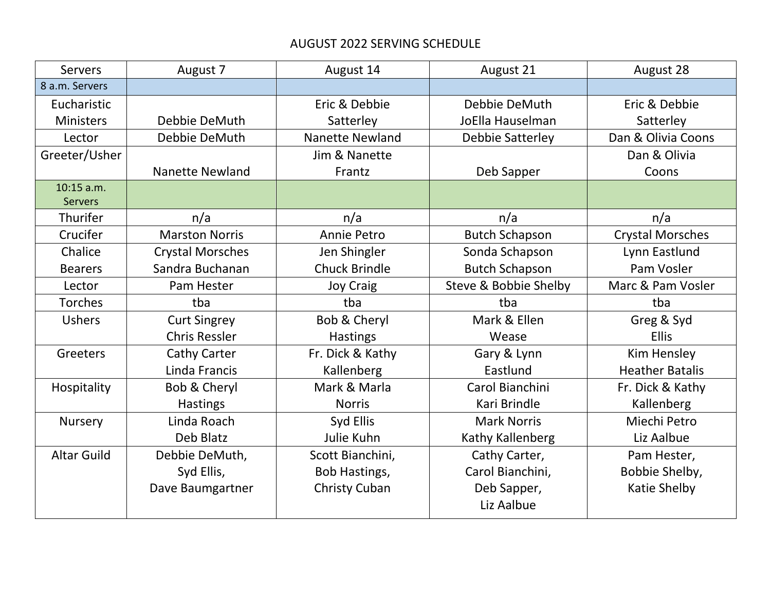# AUGUST 2022 SERVING SCHEDULE

| Servers | August 7 | August 14 | August 21 | August 28 |
|---|---|---|---|---|
| 8 a.m. Servers | | | | |
| Eucharistic Ministers | Debbie DeMuth | Eric & Debbie Satterley | Debbie DeMuth JoElla Hauselman | Eric & Debbie Satterley |
| Lector | Debbie DeMuth | Nanette Newland | Debbie Satterley | Dan & Olivia Coons |
| Greeter/Usher | Nanette Newland | Jim & Nanette Frantz | Deb Sapper | Dan & Olivia Coons |
| 10:15 a.m. Servers | | | | |
| Thurifer | n/a | n/a | n/a | n/a |
| Crucifer | Marston Norris | Annie Petro | Butch Schapson | Crystal Morsches |
| Chalice Bearers | Crystal Morsches Sandra Buchanan | Jen Shingler Chuck Brindle | Sonda Schapson Butch Schapson | Lynn Eastlund Pam Vosler |
| Lector | Pam Hester | Joy Craig | Steve & Bobbie Shelby | Marc & Pam Vosler |
| Torches | tba | tba | tba | tba |
| Ushers | Curt Singrey Chris Ressler | Bob & Cheryl Hastings | Mark & Ellen Wease | Greg & Syd Ellis |
| Greeters | Cathy Carter Linda Francis | Fr. Dick & Kathy Kallenberg | Gary & Lynn Eastlund | Kim Hensley Heather Batalis |
| Hospitality | Bob & Cheryl Hastings | Mark & Marla Norris | Carol Bianchini Kari Brindle | Fr. Dick & Kathy Kallenberg |
| Nursery | Linda Roach Deb Blatz | Syd Ellis Julie Kuhn | Mark Norris Kathy Kallenberg | Miechi Petro Liz Aalbue |
| Altar Guild | Debbie DeMuth, Syd Ellis, Dave Baumgartner | Scott Bianchini, Bob Hastings, Christy Cuban | Cathy Carter, Carol Bianchini, Deb Sapper, Liz Aalbue | Pam Hester, Bobbie Shelby, Katie Shelby |